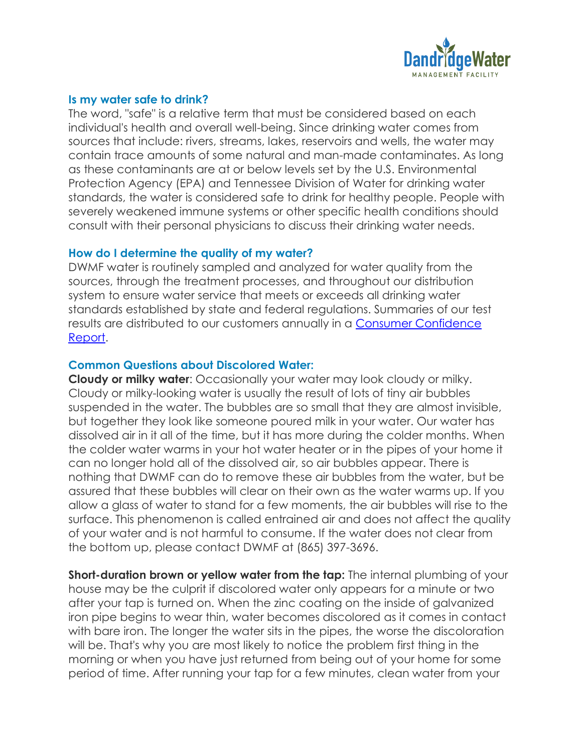## Is my water safe to drink?

The word, "safe" is a relative term that must be considered based on each individual's health and overall well-being. Since drinking water comes from sources that include: rivers, streams, lakes, reservoirs and wells, the water may contain trace amounts of some natural and man-made contaminates. As long as these contaminants are at or below levels set by the U.S. Environmental Protection Agency (EPA) and Tennessee Division of Water for drinking water standards, the water is considered safe to drink for healthy people. People with severely weakened immune systems or other specific health conditions should consult with their personal physicians to discuss their drinking water needs.

## How do I determine the quality of my water?

DWMF water is routinely sampled and analyzed for water quality from the sources, through the treatment processes, and throughout our distribution system to ensure water service that meets or exceeds all drinking water standards established by state and federal regulations. Summaries of our test results are distributed to our customers annually in a Consumer Confidence Report.

## Common Questions about Discolored Water:

**Cloudy or milky water**: Occasionally your water may look cloudy or milky. Cloudy or milky-looking water is usually the result of lots of tiny air bubbles suspended in the water. The bubbles are so small that they are almost invisible, but together they look like someone poured milk in your water. Our water has dissolved air in it all of the time, but it has more during the colder months. When the colder water warms in your hot water heater or in the pipes of your home it can no longer hold all of the dissolved air, so air bubbles appear. There is nothing that DWMF can do to remove these air bubbles from the water, but be assured that these bubbles will clear on their own as the water warms up. If you allow a glass of water to stand for a few moments, the air bubbles will rise to the surface. This phenomenon is called entrained air and does not affect the quality of your water and is not harmful to consume. If the water does not clear from the bottom up, please contact DWMF at (865) 397-3696.

**Short-duration brown or yellow water from the tap:** The internal plumbing of your house may be the culprit if discolored water only appears for a minute or two after your tap is turned on. When the zinc coating on the inside of galvanized iron pipe begins to wear thin, water becomes discolored as it comes in contact with bare iron. The longer the water sits in the pipes, the worse the discoloration will be. That's why you are most likely to notice the problem first thing in the morning or when you have just returned from being out of your home for some period of time. After running your tap for a few minutes, clean water from your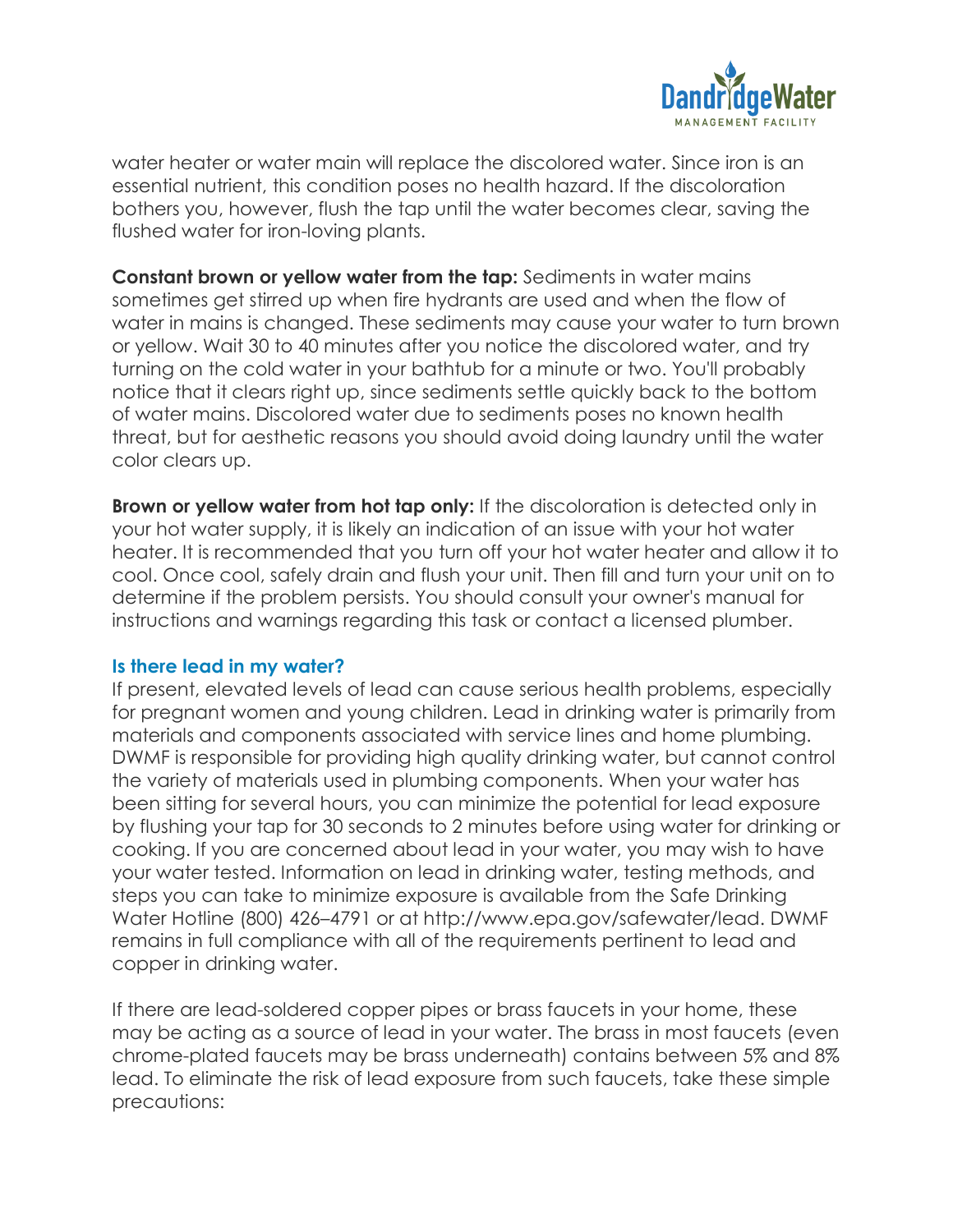water heater or water main will replace the discolored water. Since iron is an essential nutrient, this condition poses no health hazard. If the discoloration bothers you, however, flush the tap until the water becomes clear, saving the flushed water for iron-loving plants.

**Constant brown or yellow water from the tap:** Sediments in water mains sometimes get stirred up when fire hydrants are used and when the flow of water in mains is changed. These sediments may cause your water to turn brown or yellow. Wait 30 to 40 minutes after you notice the discolored water, and try turning on the cold water in your bathtub for a minute or two. You'll probably notice that it clears right up, since sediments settle quickly back to the bottom of water mains. Discolored water due to sediments poses no known health threat, but for aesthetic reasons you should avoid doing laundry until the water color clears up.

**Brown or yellow water from hot tap only:** If the discoloration is detected only in your hot water supply, it is likely an indication of an issue with your hot water heater. It is recommended that you turn off your hot water heater and allow it to cool. Once cool, safely drain and flush your unit. Then fill and turn your unit on to determine if the problem persists. You should consult your owner's manual for instructions and warnings regarding this task or contact a licensed plumber.

### Is there lead in my water?

If present, elevated levels of lead can cause serious health problems, especially for pregnant women and young children. Lead in drinking water is primarily from materials and components associated with service lines and home plumbing. DWMF is responsible for providing high quality drinking water, but cannot control the variety of materials used in plumbing components. When your water has been sitting for several hours, you can minimize the potential for lead exposure by flushing your tap for 30 seconds to 2 minutes before using water for drinking or cooking. If you are concerned about lead in your water, you may wish to have your water tested. Information on lead in drinking water, testing methods, and steps you can take to minimize exposure is available from the Safe Drinking Water Hotline (800) 426–4791 or at http://www.epa.gov/safewater/lead. DWMF remains in full compliance with all of the requirements pertinent to lead and copper in drinking water.

If there are lead-soldered copper pipes or brass faucets in your home, these may be acting as a source of lead in your water. The brass in most faucets (even chrome-plated faucets may be brass underneath) contains between 5% and 8% lead. To eliminate the risk of lead exposure from such faucets, take these simple precautions: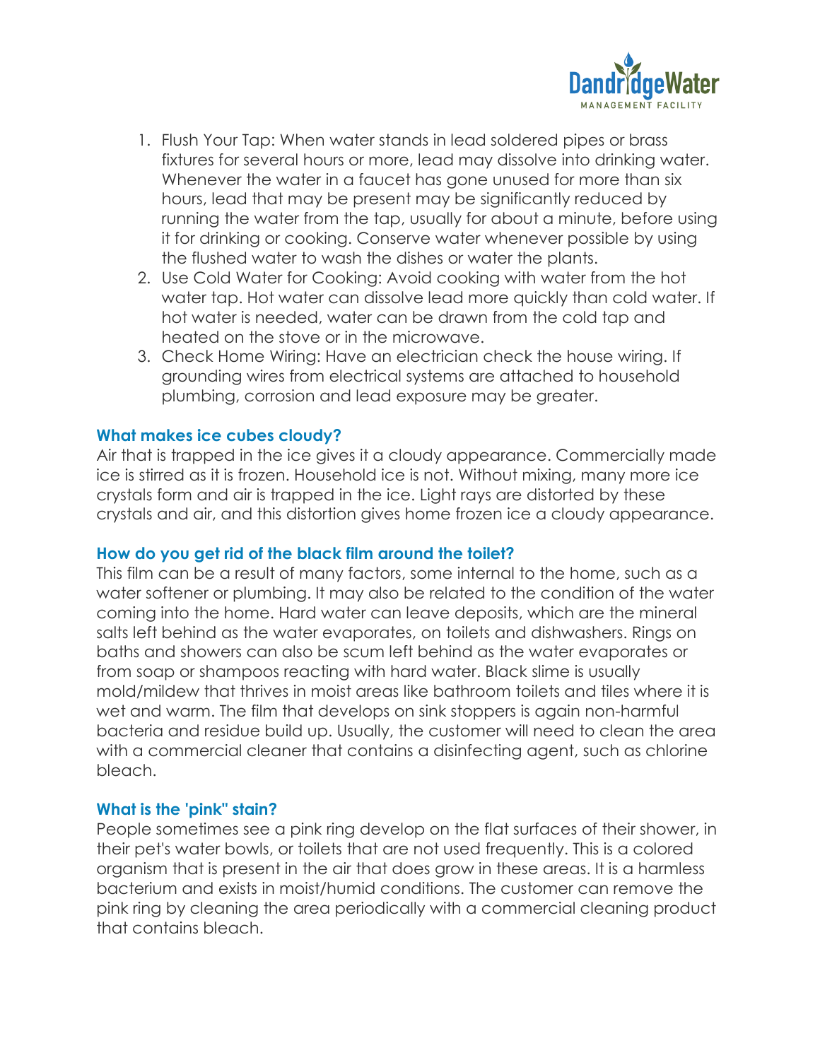1. Flush Your Tap: When water stands in lead soldered pipes or brass fixtures for several hours or more, lead may dissolve into drinking water. Whenever the water in a faucet has gone unused for more than six hours, lead that may be present may be significantly reduced by running the water from the tap, usually for about a minute, before using it for drinking or cooking. Conserve water whenever possible by using the flushed water to wash the dishes or water the plants.
2. Use Cold Water for Cooking: Avoid cooking with water from the hot water tap. Hot water can dissolve lead more quickly than cold water. If hot water is needed, water can be drawn from the cold tap and heated on the stove or in the microwave.
3. Check Home Wiring: Have an electrician check the house wiring. If grounding wires from electrical systems are attached to household plumbing, corrosion and lead exposure may be greater.

### What makes ice cubes cloudy?

Air that is trapped in the ice gives it a cloudy appearance. Commercially made ice is stirred as it is frozen. Household ice is not. Without mixing, many more ice crystals form and air is trapped in the ice. Light rays are distorted by these crystals and air, and this distortion gives home frozen ice a cloudy appearance.

### How do you get rid of the black film around the toilet?

This film can be a result of many factors, some internal to the home, such as a water softener or plumbing. It may also be related to the condition of the water coming into the home. Hard water can leave deposits, which are the mineral salts left behind as the water evaporates, on toilets and dishwashers. Rings on baths and showers can also be scum left behind as the water evaporates or from soap or shampoos reacting with hard water. Black slime is usually mold/mildew that thrives in moist areas like bathroom toilets and tiles where it is wet and warm. The film that develops on sink stoppers is again non-harmful bacteria and residue build up. Usually, the customer will need to clean the area with a commercial cleaner that contains a disinfecting agent, such as chlorine bleach.

### What is the 'pink" stain?

People sometimes see a pink ring develop on the flat surfaces of their shower, in their pet's water bowls, or toilets that are not used frequently. This is a colored organism that is present in the air that does grow in these areas. It is a harmless bacterium and exists in moist/humid conditions. The customer can remove the pink ring by cleaning the area periodically with a commercial cleaning product that contains bleach.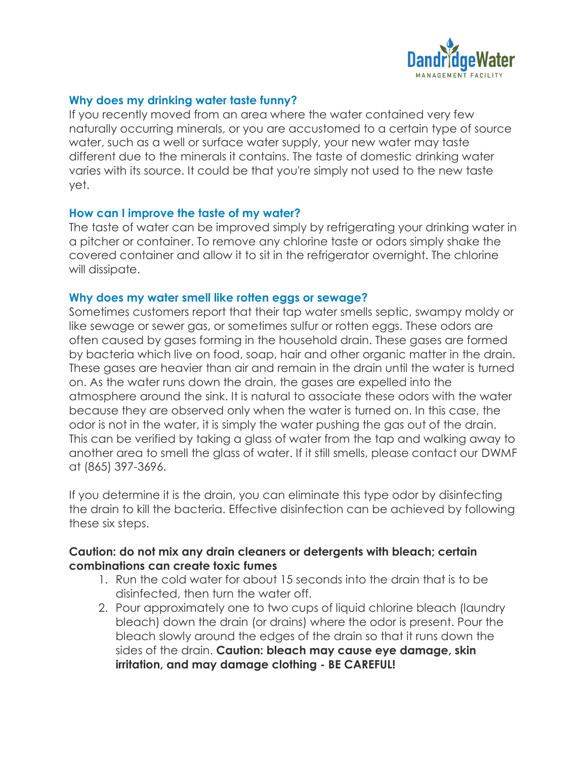### Why does my drinking water taste funny?

If you recently moved from an area where the water contained very few naturally occurring minerals, or you are accustomed to a certain type of source water, such as a well or surface water supply, your new water may taste different due to the minerals it contains. The taste of domestic drinking water varies with its source. It could be that you're simply not used to the new taste yet.

### How can I improve the taste of my water?

The taste of water can be improved simply by refrigerating your drinking water in a pitcher or container. To remove any chlorine taste or odors simply shake the covered container and allow it to sit in the refrigerator overnight. The chlorine will dissipate.

### Why does my water smell like rotten eggs or sewage?

Sometimes customers report that their tap water smells septic, swampy moldy or like sewage or sewer gas, or sometimes sulfur or rotten eggs. These odors are often caused by gases forming in the household drain. These gases are formed by bacteria which live on food, soap, hair and other organic matter in the drain. These gases are heavier than air and remain in the drain until the water is turned on. As the water runs down the drain, the gases are expelled into the atmosphere around the sink. It is natural to associate these odors with the water because they are observed only when the water is turned on. In this case, the odor is not in the water, it is simply the water pushing the gas out of the drain. This can be verified by taking a glass of water from the tap and walking away to another area to smell the glass of water. If it still smells, please contact our DWMF at (865) 397-3696.

If you determine it is the drain, you can eliminate this type odor by disinfecting the drain to kill the bacteria. Effective disinfection can be achieved by following these six steps.

**Caution: do not mix any drain cleaners or detergents with bleach; certain combinations can create toxic fumes**

1. Run the cold water for about 15 seconds into the drain that is to be disinfected, then turn the water off.
2. Pour approximately one to two cups of liquid chlorine bleach (laundry bleach) down the drain (or drains) where the odor is present. Pour the bleach slowly around the edges of the drain so that it runs down the sides of the drain. **Caution: bleach may cause eye damage, skin irritation, and may damage clothing - BE CAREFUL!**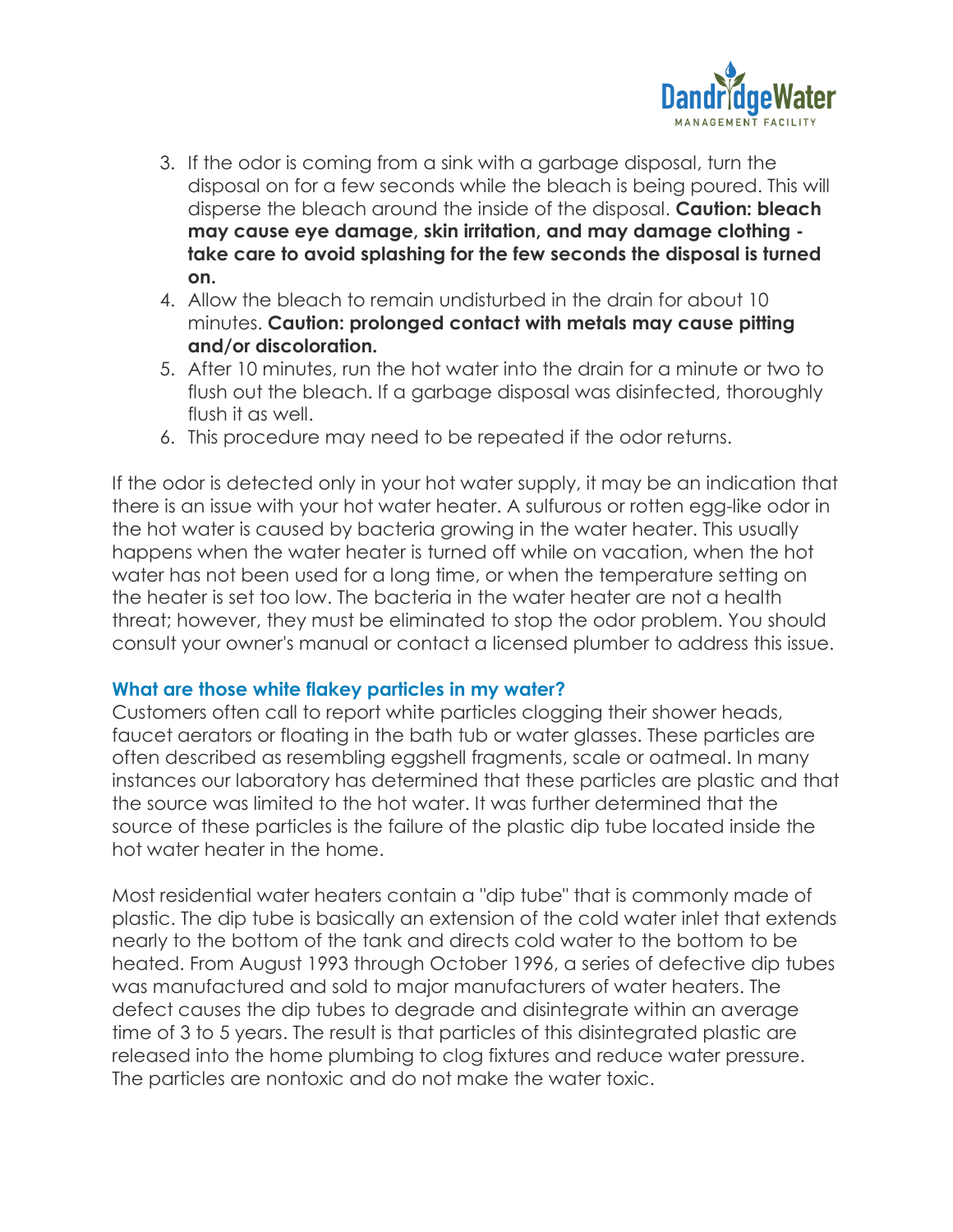3. If the odor is coming from a sink with a garbage disposal, turn the disposal on for a few seconds while the bleach is being poured. This will disperse the bleach around the inside of the disposal. **Caution: bleach may cause eye damage, skin irritation, and may damage clothing - take care to avoid splashing for the few seconds the disposal is turned on.**
4. Allow the bleach to remain undisturbed in the drain for about 10 minutes. **Caution: prolonged contact with metals may cause pitting and/or discoloration.**
5. After 10 minutes, run the hot water into the drain for a minute or two to flush out the bleach. If a garbage disposal was disinfected, thoroughly flush it as well.
6. This procedure may need to be repeated if the odor returns.

If the odor is detected only in your hot water supply, it may be an indication that there is an issue with your hot water heater. A sulfurous or rotten egg-like odor in the hot water is caused by bacteria growing in the water heater. This usually happens when the water heater is turned off while on vacation, when the hot water has not been used for a long time, or when the temperature setting on the heater is set too low. The bacteria in the water heater are not a health threat; however, they must be eliminated to stop the odor problem. You should consult your owner's manual or contact a licensed plumber to address this issue.

### What are those white flakey particles in my water?

Customers often call to report white particles clogging their shower heads, faucet aerators or floating in the bath tub or water glasses. These particles are often described as resembling eggshell fragments, scale or oatmeal. In many instances our laboratory has determined that these particles are plastic and that the source was limited to the hot water. It was further determined that the source of these particles is the failure of the plastic dip tube located inside the hot water heater in the home.

Most residential water heaters contain a "dip tube" that is commonly made of plastic. The dip tube is basically an extension of the cold water inlet that extends nearly to the bottom of the tank and directs cold water to the bottom to be heated. From August 1993 through October 1996, a series of defective dip tubes was manufactured and sold to major manufacturers of water heaters. The defect causes the dip tubes to degrade and disintegrate within an average time of 3 to 5 years. The result is that particles of this disintegrated plastic are released into the home plumbing to clog fixtures and reduce water pressure. The particles are nontoxic and do not make the water toxic.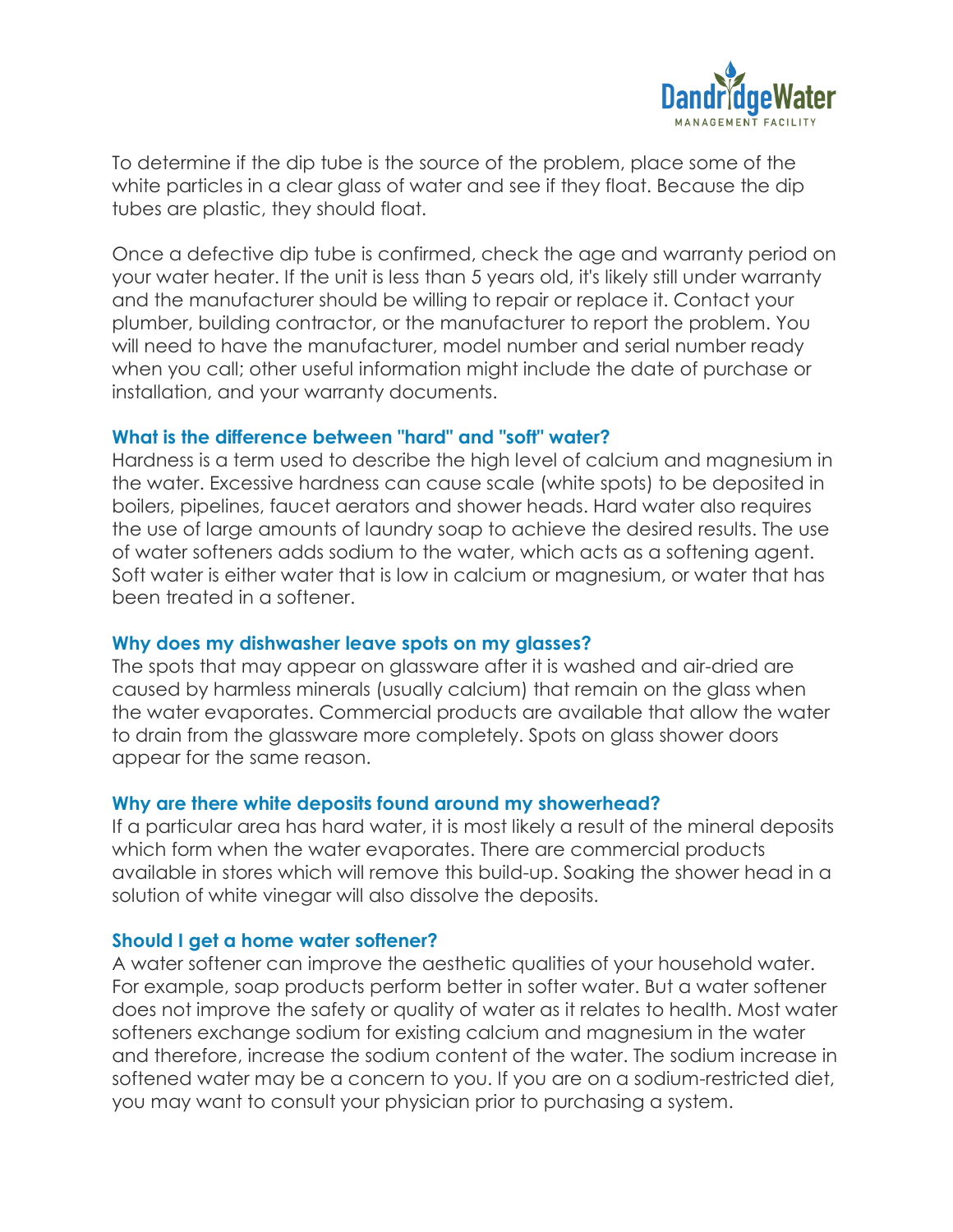To determine if the dip tube is the source of the problem, place some of the white particles in a clear glass of water and see if they float. Because the dip tubes are plastic, they should float.

Once a defective dip tube is confirmed, check the age and warranty period on your water heater. If the unit is less than 5 years old, it's likely still under warranty and the manufacturer should be willing to repair or replace it. Contact your plumber, building contractor, or the manufacturer to report the problem. You will need to have the manufacturer, model number and serial number ready when you call; other useful information might include the date of purchase or installation, and your warranty documents.

### What is the difference between "hard" and "soft" water?

Hardness is a term used to describe the high level of calcium and magnesium in the water. Excessive hardness can cause scale (white spots) to be deposited in boilers, pipelines, faucet aerators and shower heads. Hard water also requires the use of large amounts of laundry soap to achieve the desired results. The use of water softeners adds sodium to the water, which acts as a softening agent. Soft water is either water that is low in calcium or magnesium, or water that has been treated in a softener.

### Why does my dishwasher leave spots on my glasses?

The spots that may appear on glassware after it is washed and air-dried are caused by harmless minerals (usually calcium) that remain on the glass when the water evaporates. Commercial products are available that allow the water to drain from the glassware more completely. Spots on glass shower doors appear for the same reason.

### Why are there white deposits found around my showerhead?

If a particular area has hard water, it is most likely a result of the mineral deposits which form when the water evaporates. There are commercial products available in stores which will remove this build-up. Soaking the shower head in a solution of white vinegar will also dissolve the deposits.

### Should I get a home water softener?

A water softener can improve the aesthetic qualities of your household water. For example, soap products perform better in softer water. But a water softener does not improve the safety or quality of water as it relates to health. Most water softeners exchange sodium for existing calcium and magnesium in the water and therefore, increase the sodium content of the water. The sodium increase in softened water may be a concern to you. If you are on a sodium-restricted diet, you may want to consult your physician prior to purchasing a system.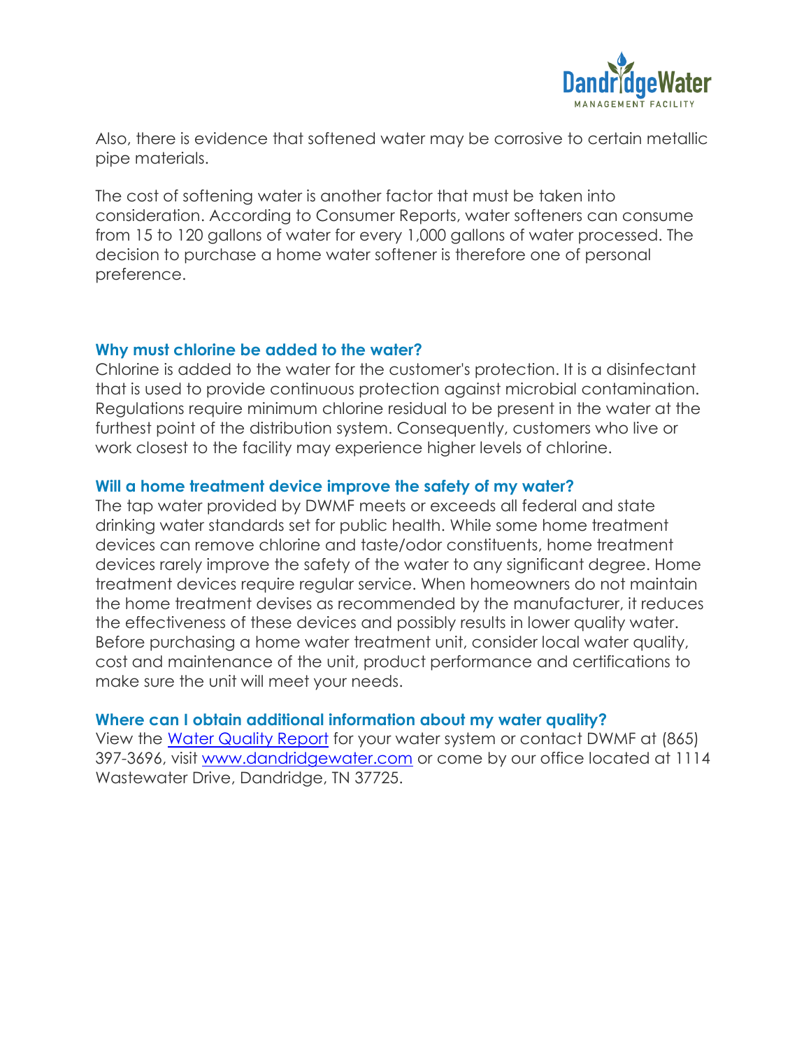Also, there is evidence that softened water may be corrosive to certain metallic pipe materials.

The cost of softening water is another factor that must be taken into consideration. According to Consumer Reports, water softeners can consume from 15 to 120 gallons of water for every 1,000 gallons of water processed. The decision to purchase a home water softener is therefore one of personal preference.

### Why must chlorine be added to the water?

Chlorine is added to the water for the customer's protection. It is a disinfectant that is used to provide continuous protection against microbial contamination. Regulations require minimum chlorine residual to be present in the water at the furthest point of the distribution system. Consequently, customers who live or work closest to the facility may experience higher levels of chlorine.

### Will a home treatment device improve the safety of my water?

The tap water provided by DWMF meets or exceeds all federal and state drinking water standards set for public health. While some home treatment devices can remove chlorine and taste/odor constituents, home treatment devices rarely improve the safety of the water to any significant degree. Home treatment devices require regular service. When homeowners do not maintain the home treatment devises as recommended by the manufacturer, it reduces the effectiveness of these devices and possibly results in lower quality water. Before purchasing a home water treatment unit, consider local water quality, cost and maintenance of the unit, product performance and certifications to make sure the unit will meet your needs.

### Where can I obtain additional information about my water quality?

View the Water Quality Report for your water system or contact DWMF at (865) 397-3696, visit www.dandridgewater.com or come by our office located at 1114 Wastewater Drive, Dandridge, TN 37725.